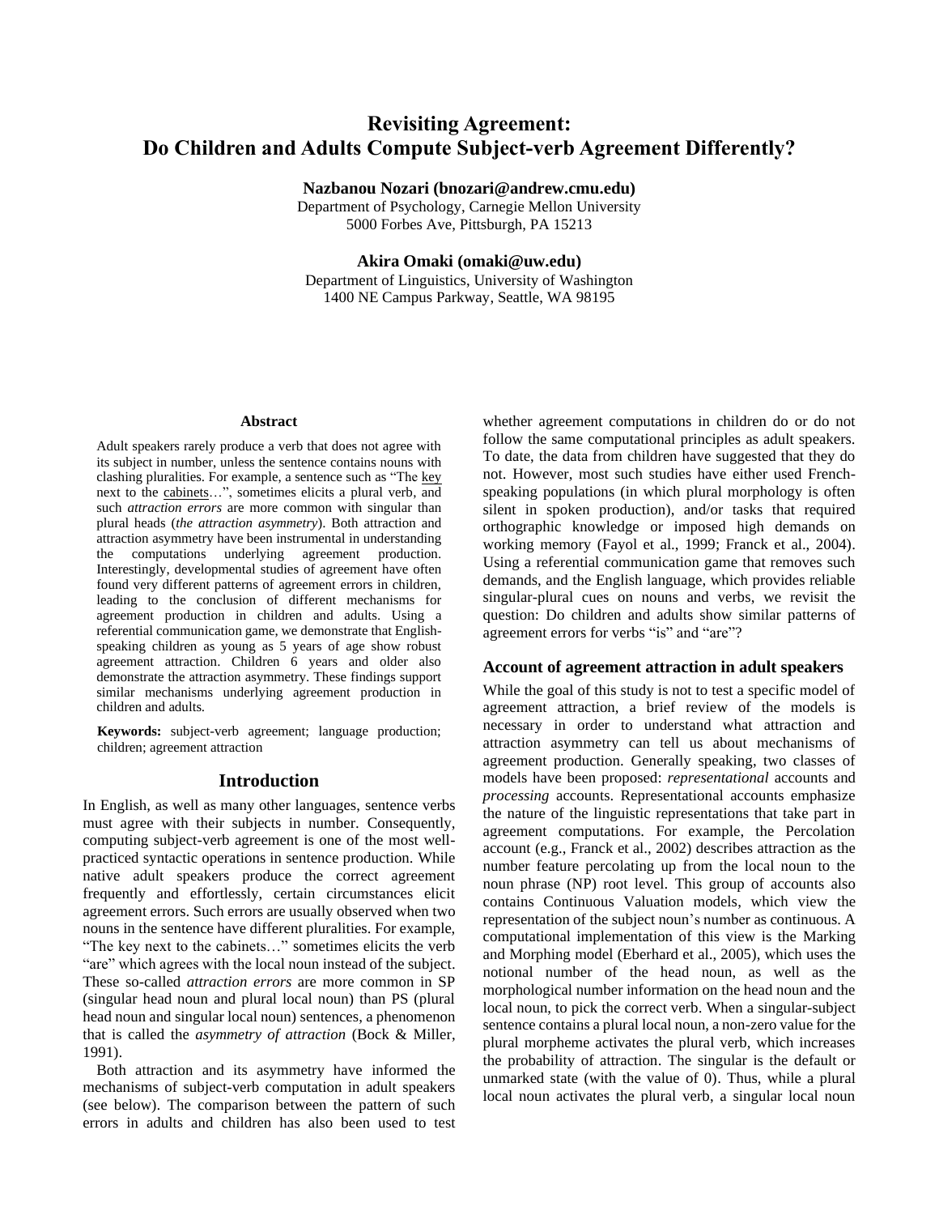# Revisiting Agreement: Do Children and Adults Compute Subject-verb Agreement Differently?

**Nazbanou Nozari (bnozari@andrew.cmu.edu)**
Department of Psychology, Carnegie Mellon University
5000 Forbes Ave, Pittsburgh, PA 15213

**Akira Omaki (omaki@uw.edu)**
Department of Linguistics, University of Washington
1400 NE Campus Parkway, Seattle, WA 98195

## Abstract

Adult speakers rarely produce a verb that does not agree with its subject in number, unless the sentence contains nouns with clashing pluralities. For example, a sentence such as "The key next to the cabinets…", sometimes elicits a plural verb, and such *attraction errors* are more common with singular than plural heads (*the attraction asymmetry*). Both attraction and attraction asymmetry have been instrumental in understanding the computations underlying agreement production. Interestingly, developmental studies of agreement have often found very different patterns of agreement errors in children, leading to the conclusion of different mechanisms for agreement production in children and adults. Using a referential communication game, we demonstrate that English-speaking children as young as 5 years of age show robust agreement attraction. Children 6 years and older also demonstrate the attraction asymmetry. These findings support similar mechanisms underlying agreement production in children and adults.

**Keywords:** subject-verb agreement; language production; children; agreement attraction

## Introduction

In English, as well as many other languages, sentence verbs must agree with their subjects in number. Consequently, computing subject-verb agreement is one of the most well-practiced syntactic operations in sentence production. While native adult speakers produce the correct agreement frequently and effortlessly, certain circumstances elicit agreement errors. Such errors are usually observed when two nouns in the sentence have different pluralities. For example, "The key next to the cabinets…" sometimes elicits the verb "are" which agrees with the local noun instead of the subject. These so-called *attraction errors* are more common in SP (singular head noun and plural local noun) than PS (plural head noun and singular local noun) sentences, a phenomenon that is called the *asymmetry of attraction* (Bock & Miller, 1991).

Both attraction and its asymmetry have informed the mechanisms of subject-verb computation in adult speakers (see below). The comparison between the pattern of such errors in adults and children has also been used to test whether agreement computations in children do or do not follow the same computational principles as adult speakers. To date, the data from children have suggested that they do not. However, most such studies have either used French-speaking populations (in which plural morphology is often silent in spoken production), and/or tasks that required orthographic knowledge or imposed high demands on working memory (Fayol et al., 1999; Franck et al., 2004). Using a referential communication game that removes such demands, and the English language, which provides reliable singular-plural cues on nouns and verbs, we revisit the question: Do children and adults show similar patterns of agreement errors for verbs "is" and "are"?

### Account of agreement attraction in adult speakers

While the goal of this study is not to test a specific model of agreement attraction, a brief review of the models is necessary in order to understand what attraction and attraction asymmetry can tell us about mechanisms of agreement production. Generally speaking, two classes of models have been proposed: *representational* accounts and *processing* accounts. Representational accounts emphasize the nature of the linguistic representations that take part in agreement computations. For example, the Percolation account (e.g., Franck et al., 2002) describes attraction as the number feature percolating up from the local noun to the noun phrase (NP) root level. This group of accounts also contains Continuous Valuation models, which view the representation of the subject noun's number as continuous. A computational implementation of this view is the Marking and Morphing model (Eberhard et al., 2005), which uses the notional number of the head noun, as well as the morphological number information on the head noun and the local noun, to pick the correct verb. When a singular-subject sentence contains a plural local noun, a non-zero value for the plural morpheme activates the plural verb, which increases the probability of attraction. The singular is the default or unmarked state (with the value of 0). Thus, while a plural local noun activates the plural verb, a singular local noun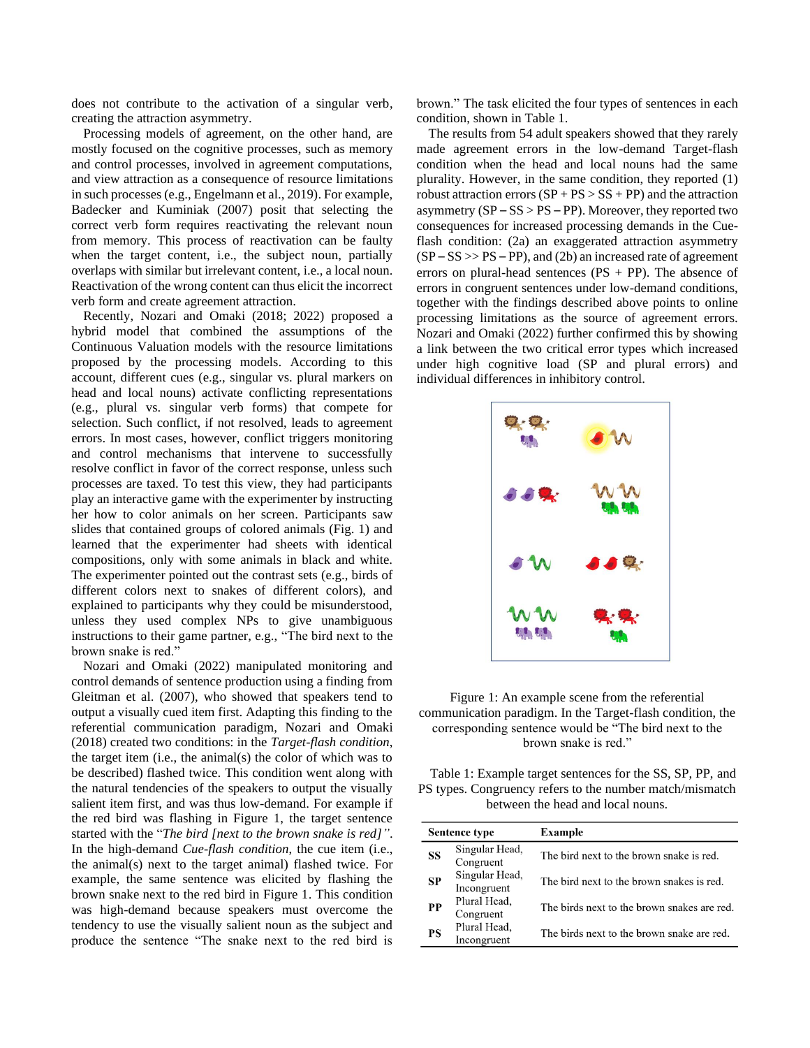does not contribute to the activation of a singular verb, creating the attraction asymmetry.

Processing models of agreement, on the other hand, are mostly focused on the cognitive processes, such as memory and control processes, involved in agreement computations, and view attraction as a consequence of resource limitations in such processes (e.g., Engelmann et al., 2019). For example, Badecker and Kuminiak (2007) posit that selecting the correct verb form requires reactivating the relevant noun from memory. This process of reactivation can be faulty when the target content, i.e., the subject noun, partially overlaps with similar but irrelevant content, i.e., a local noun. Reactivation of the wrong content can thus elicit the incorrect verb form and create agreement attraction.

Recently, Nozari and Omaki (2018; 2022) proposed a hybrid model that combined the assumptions of the Continuous Valuation models with the resource limitations proposed by the processing models. According to this account, different cues (e.g., singular vs. plural markers on head and local nouns) activate conflicting representations (e.g., plural vs. singular verb forms) that compete for selection. Such conflict, if not resolved, leads to agreement errors. In most cases, however, conflict triggers monitoring and control mechanisms that intervene to successfully resolve conflict in favor of the correct response, unless such processes are taxed. To test this view, they had participants play an interactive game with the experimenter by instructing her how to color animals on her screen. Participants saw slides that contained groups of colored animals (Fig. 1) and learned that the experimenter had sheets with identical compositions, only with some animals in black and white. The experimenter pointed out the contrast sets (e.g., birds of different colors next to snakes of different colors), and explained to participants why they could be misunderstood, unless they used complex NPs to give unambiguous instructions to their game partner, e.g., "The bird next to the brown snake is red."

Nozari and Omaki (2022) manipulated monitoring and control demands of sentence production using a finding from Gleitman et al. (2007), who showed that speakers tend to output a visually cued item first. Adapting this finding to the referential communication paradigm, Nozari and Omaki (2018) created two conditions: in the *Target-flash condition*, the target item (i.e., the animal(s) the color of which was to be described) flashed twice. This condition went along with the natural tendencies of the speakers to output the visually salient item first, and was thus low-demand. For example if the red bird was flashing in Figure 1, the target sentence started with the "*The bird [next to the brown snake is red]"*. In the high-demand *Cue-flash condition*, the cue item (i.e., the animal(s) next to the target animal) flashed twice. For example, the same sentence was elicited by flashing the brown snake next to the red bird in Figure 1. This condition was high-demand because speakers must overcome the tendency to use the visually salient noun as the subject and produce the sentence "The snake next to the red bird is brown." The task elicited the four types of sentences in each condition, shown in Table 1.

The results from 54 adult speakers showed that they rarely made agreement errors in the low-demand Target-flash condition when the head and local nouns had the same plurality. However, in the same condition, they reported (1) robust attraction errors (SP + PS > SS + PP) and the attraction asymmetry (SP – SS > PS – PP). Moreover, they reported two consequences for increased processing demands in the Cue-flash condition: (2a) an exaggerated attraction asymmetry (SP – SS >> PS – PP), and (2b) an increased rate of agreement errors on plural-head sentences (PS + PP). The absence of errors in congruent sentences under low-demand conditions, together with the findings described above points to online processing limitations as the source of agreement errors. Nozari and Omaki (2022) further confirmed this by showing a link between the two critical error types which increased under high cognitive load (SP and plural errors) and individual differences in inhibitory control.

Figure 1: An example scene from the referential communication paradigm. In the Target-flash condition, the corresponding sentence would be "The bird next to the brown snake is red."

Table 1: Example target sentences for the SS, SP, PP, and PS types. Congruency refers to the number match/mismatch between the head and local nouns.

| Sentence type | | Example |
|---|---|---|
| **SS** | Singular Head, Congruent | The bird next to the brown snake is red. |
| **SP** | Singular Head, Incongruent | The bird next to the brown snakes is red. |
| **PP** | Plural Head, Congruent | The birds next to the brown snakes are red. |
| **PS** | Plural Head, Incongruent | The birds next to the brown snake are red. |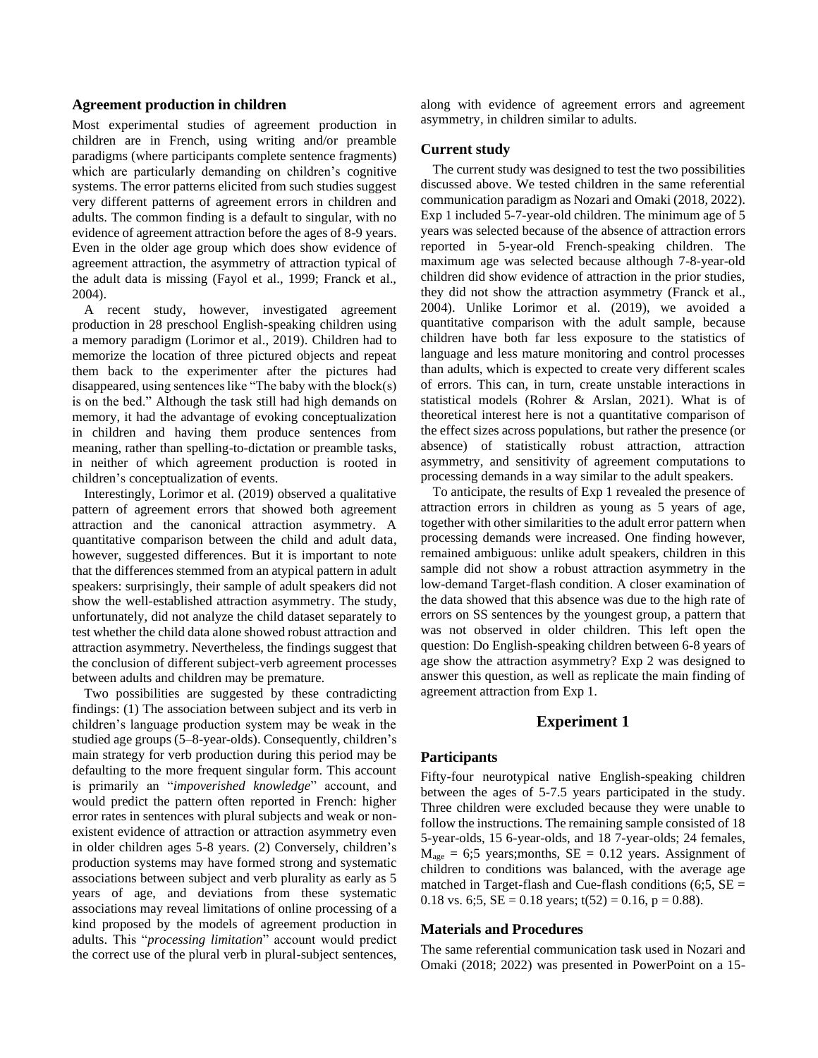## Agreement production in children

Most experimental studies of agreement production in children are in French, using writing and/or preamble paradigms (where participants complete sentence fragments) which are particularly demanding on children's cognitive systems. The error patterns elicited from such studies suggest very different patterns of agreement errors in children and adults. The common finding is a default to singular, with no evidence of agreement attraction before the ages of 8-9 years. Even in the older age group which does show evidence of agreement attraction, the asymmetry of attraction typical of the adult data is missing (Fayol et al., 1999; Franck et al., 2004).

A recent study, however, investigated agreement production in 28 preschool English-speaking children using a memory paradigm (Lorimor et al., 2019). Children had to memorize the location of three pictured objects and repeat them back to the experimenter after the pictures had disappeared, using sentences like "The baby with the block(s) is on the bed." Although the task still had high demands on memory, it had the advantage of evoking conceptualization in children and having them produce sentences from meaning, rather than spelling-to-dictation or preamble tasks, in neither of which agreement production is rooted in children's conceptualization of events.

Interestingly, Lorimor et al. (2019) observed a qualitative pattern of agreement errors that showed both agreement attraction and the canonical attraction asymmetry. A quantitative comparison between the child and adult data, however, suggested differences. But it is important to note that the differences stemmed from an atypical pattern in adult speakers: surprisingly, their sample of adult speakers did not show the well-established attraction asymmetry. The study, unfortunately, did not analyze the child dataset separately to test whether the child data alone showed robust attraction and attraction asymmetry. Nevertheless, the findings suggest that the conclusion of different subject-verb agreement processes between adults and children may be premature.

Two possibilities are suggested by these contradicting findings: (1) The association between subject and its verb in children's language production system may be weak in the studied age groups (5–8-year-olds). Consequently, children's main strategy for verb production during this period may be defaulting to the more frequent singular form. This account is primarily an "*impoverished knowledge*" account, and would predict the pattern often reported in French: higher error rates in sentences with plural subjects and weak or non-existent evidence of attraction or attraction asymmetry even in older children ages 5-8 years. (2) Conversely, children's production systems may have formed strong and systematic associations between subject and verb plurality as early as 5 years of age, and deviations from these systematic associations may reveal limitations of online processing of a kind proposed by the models of agreement production in adults. This "*processing limitation*" account would predict the correct use of the plural verb in plural-subject sentences, along with evidence of agreement errors and agreement asymmetry, in children similar to adults.

## Current study

The current study was designed to test the two possibilities discussed above. We tested children in the same referential communication paradigm as Nozari and Omaki (2018, 2022). Exp 1 included 5-7-year-old children. The minimum age of 5 years was selected because of the absence of attraction errors reported in 5-year-old French-speaking children. The maximum age was selected because although 7-8-year-old children did show evidence of attraction in the prior studies, they did not show the attraction asymmetry (Franck et al., 2004). Unlike Lorimor et al. (2019), we avoided a quantitative comparison with the adult sample, because children have both far less exposure to the statistics of language and less mature monitoring and control processes than adults, which is expected to create very different scales of errors. This can, in turn, create unstable interactions in statistical models (Rohrer & Arslan, 2021). What is of theoretical interest here is not a quantitative comparison of the effect sizes across populations, but rather the presence (or absence) of statistically robust attraction, attraction asymmetry, and sensitivity of agreement computations to processing demands in a way similar to the adult speakers.

To anticipate, the results of Exp 1 revealed the presence of attraction errors in children as young as 5 years of age, together with other similarities to the adult error pattern when processing demands were increased. One finding however, remained ambiguous: unlike adult speakers, children in this sample did not show a robust attraction asymmetry in the low-demand Target-flash condition. A closer examination of the data showed that this absence was due to the high rate of errors on SS sentences by the youngest group, a pattern that was not observed in older children. This left open the question: Do English-speaking children between 6-8 years of age show the attraction asymmetry? Exp 2 was designed to answer this question, as well as replicate the main finding of agreement attraction from Exp 1.

# Experiment 1

## Participants

Fifty-four neurotypical native English-speaking children between the ages of 5-7.5 years participated in the study. Three children were excluded because they were unable to follow the instructions. The remaining sample consisted of 18 5-year-olds, 15 6-year-olds, and 18 7-year-olds; 24 females, $M_{age}$ = 6;5 years;months, SE = 0.12 years. Assignment of children to conditions was balanced, with the average age matched in Target-flash and Cue-flash conditions (6;5, SE = 0.18 vs. 6;5, SE = 0.18 years; $t(52) = 0.16$, $p = 0.88$).

## Materials and Procedures

The same referential communication task used in Nozari and Omaki (2018; 2022) was presented in PowerPoint on a 15-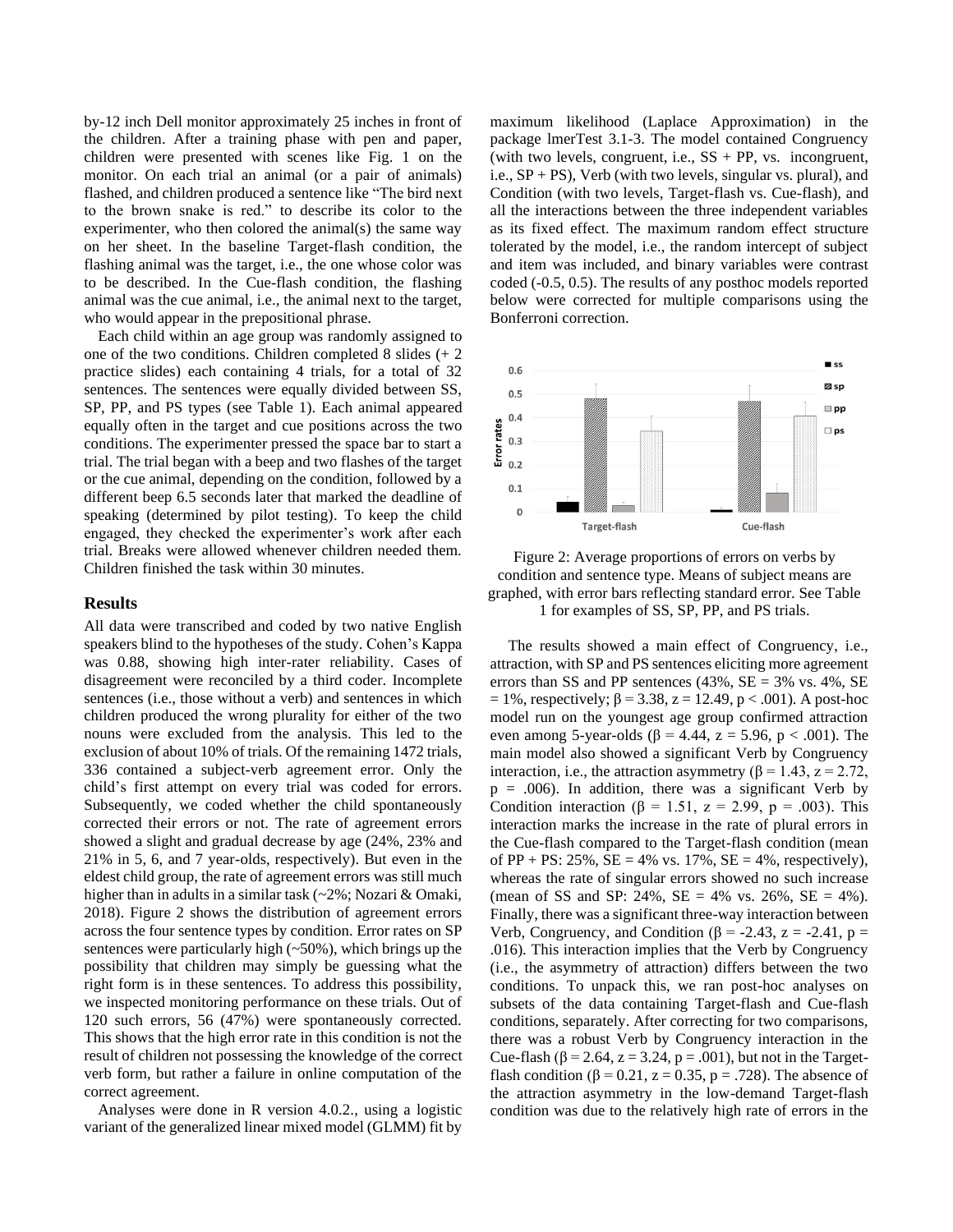by-12 inch Dell monitor approximately 25 inches in front of the children. After a training phase with pen and paper, children were presented with scenes like Fig. 1 on the monitor. On each trial an animal (or a pair of animals) flashed, and children produced a sentence like "The bird next to the brown snake is red." to describe its color to the experimenter, who then colored the animal(s) the same way on her sheet. In the baseline Target-flash condition, the flashing animal was the target, i.e., the one whose color was to be described. In the Cue-flash condition, the flashing animal was the cue animal, i.e., the animal next to the target, who would appear in the prepositional phrase.

Each child within an age group was randomly assigned to one of the two conditions. Children completed 8 slides (+ 2 practice slides) each containing 4 trials, for a total of 32 sentences. The sentences were equally divided between SS, SP, PP, and PS types (see Table 1). Each animal appeared equally often in the target and cue positions across the two conditions. The experimenter pressed the space bar to start a trial. The trial began with a beep and two flashes of the target or the cue animal, depending on the condition, followed by a different beep 6.5 seconds later that marked the deadline of speaking (determined by pilot testing). To keep the child engaged, they checked the experimenter's work after each trial. Breaks were allowed whenever children needed them. Children finished the task within 30 minutes.

## Results

All data were transcribed and coded by two native English speakers blind to the hypotheses of the study. Cohen's Kappa was 0.88, showing high inter-rater reliability. Cases of disagreement were reconciled by a third coder. Incomplete sentences (i.e., those without a verb) and sentences in which children produced the wrong plurality for either of the two nouns were excluded from the analysis. This led to the exclusion of about 10% of trials. Of the remaining 1472 trials, 336 contained a subject-verb agreement error. Only the child's first attempt on every trial was coded for errors. Subsequently, we coded whether the child spontaneously corrected their errors or not. The rate of agreement errors showed a slight and gradual decrease by age (24%, 23% and 21% in 5, 6, and 7 year-olds, respectively). But even in the eldest child group, the rate of agreement errors was still much higher than in adults in a similar task (~2%; Nozari & Omaki, 2018). Figure 2 shows the distribution of agreement errors across the four sentence types by condition. Error rates on SP sentences were particularly high (~50%), which brings up the possibility that children may simply be guessing what the right form is in these sentences. To address this possibility, we inspected monitoring performance on these trials. Out of 120 such errors, 56 (47%) were spontaneously corrected. This shows that the high error rate in this condition is not the result of children not possessing the knowledge of the correct verb form, but rather a failure in online computation of the correct agreement.

Analyses were done in R version 4.0.2., using a logistic variant of the generalized linear mixed model (GLMM) fit by maximum likelihood (Laplace Approximation) in the package lmerTest 3.1-3. The model contained Congruency (with two levels, congruent, i.e., SS + PP, vs. incongruent, i.e., SP + PS), Verb (with two levels, singular vs. plural), and Condition (with two levels, Target-flash vs. Cue-flash), and all the interactions between the three independent variables as its fixed effect. The maximum random effect structure tolerated by the model, i.e., the random intercept of subject and item was included, and binary variables were contrast coded (-0.5, 0.5). The results of any posthoc models reported below were corrected for multiple comparisons using the Bonferroni correction.

Figure 2: Average proportions of errors on verbs by condition and sentence type. Means of subject means are graphed, with error bars reflecting standard error. See Table 1 for examples of SS, SP, PP, and PS trials.

The results showed a main effect of Congruency, i.e., attraction, with SP and PS sentences eliciting more agreement errors than SS and PP sentences (43%, SE = 3% vs. 4%, SE = 1%, respectively; $\beta = 3.38$, $z = 12.49$, $p < .001$). A post-hoc model run on the youngest age group confirmed attraction even among 5-year-olds ($\beta = 4.44$, $z = 5.96$, $p < .001$). The main model also showed a significant Verb by Congruency interaction, i.e., the attraction asymmetry ($\beta = 1.43$, $z = 2.72$, $p = .006$). In addition, there was a significant Verb by Condition interaction ($\beta = 1.51$, $z = 2.99$, $p = .003$). This interaction marks the increase in the rate of plural errors in the Cue-flash compared to the Target-flash condition (mean of PP + PS: 25%, SE = 4% vs. 17%, SE = 4%, respectively), whereas the rate of singular errors showed no such increase (mean of SS and SP: 24%, SE = 4% vs. 26%, SE = 4%). Finally, there was a significant three-way interaction between Verb, Congruency, and Condition ($\beta = -2.43$, $z = -2.41$, $p = .016$). This interaction implies that the Verb by Congruency (i.e., the asymmetry of attraction) differs between the two conditions. To unpack this, we ran post-hoc analyses on subsets of the data containing Target-flash and Cue-flash conditions, separately. After correcting for two comparisons, there was a robust Verb by Congruency interaction in the Cue-flash ($\beta = 2.64$, $z = 3.24$, $p = .001$), but not in the Target-flash condition ($\beta = 0.21$, $z = 0.35$, $p = .728$). The absence of the attraction asymmetry in the low-demand Target-flash condition was due to the relatively high rate of errors in the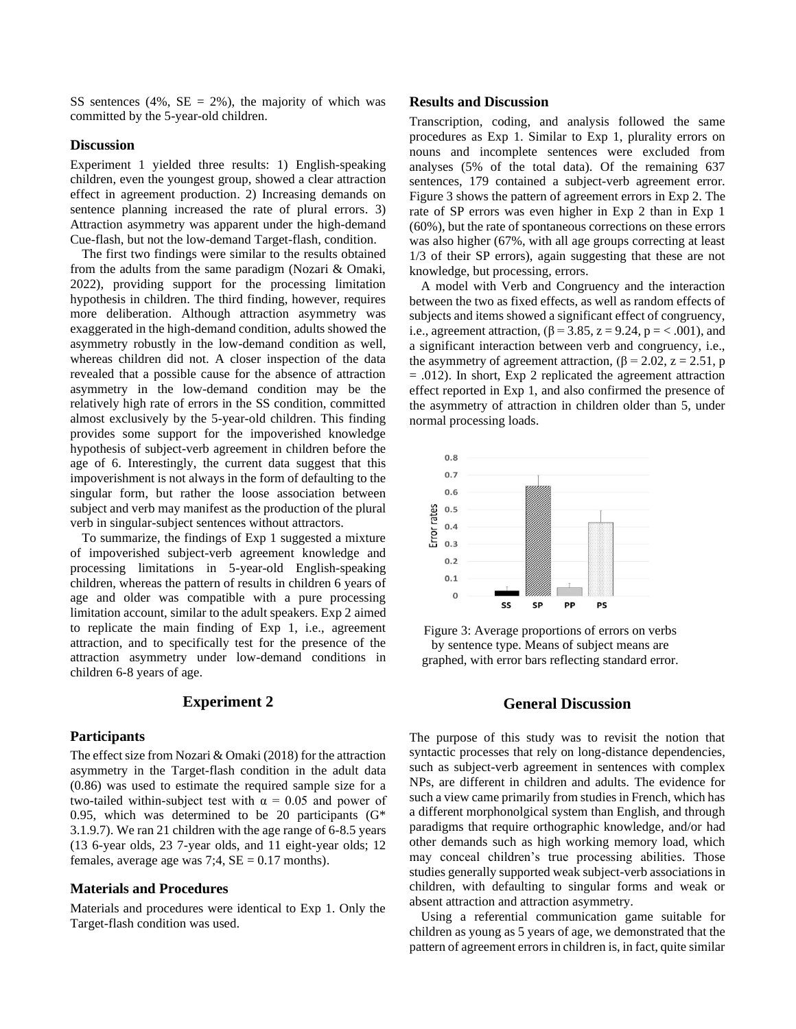SS sentences (4%, SE = 2%), the majority of which was committed by the 5-year-old children.

### Discussion

Experiment 1 yielded three results: 1) English-speaking children, even the youngest group, showed a clear attraction effect in agreement production. 2) Increasing demands on sentence planning increased the rate of plural errors. 3) Attraction asymmetry was apparent under the high-demand Cue-flash, but not the low-demand Target-flash, condition.

The first two findings were similar to the results obtained from the adults from the same paradigm (Nozari & Omaki, 2022), providing support for the processing limitation hypothesis in children. The third finding, however, requires more deliberation. Although attraction asymmetry was exaggerated in the high-demand condition, adults showed the asymmetry robustly in the low-demand condition as well, whereas children did not. A closer inspection of the data revealed that a possible cause for the absence of attraction asymmetry in the low-demand condition may be the relatively high rate of errors in the SS condition, committed almost exclusively by the 5-year-old children. This finding provides some support for the impoverished knowledge hypothesis of subject-verb agreement in children before the age of 6. Interestingly, the current data suggest that this impoverishment is not always in the form of defaulting to the singular form, but rather the loose association between subject and verb may manifest as the production of the plural verb in singular-subject sentences without attractors.

To summarize, the findings of Exp 1 suggested a mixture of impoverished subject-verb agreement knowledge and processing limitations in 5-year-old English-speaking children, whereas the pattern of results in children 6 years of age and older was compatible with a pure processing limitation account, similar to the adult speakers. Exp 2 aimed to replicate the main finding of Exp 1, i.e., agreement attraction, and to specifically test for the presence of the attraction asymmetry under low-demand conditions in children 6-8 years of age.

## Experiment 2

### Participants

The effect size from Nozari & Omaki (2018) for the attraction asymmetry in the Target-flash condition in the adult data (0.86) was used to estimate the required sample size for a two-tailed within-subject test with $\alpha = 0.05$ and power of 0.95, which was determined to be 20 participants (G* 3.1.9.7). We ran 21 children with the age range of 6-8.5 years (13 6-year olds, 23 7-year olds, and 11 eight-year olds; 12 females, average age was 7;4, SE = 0.17 months).

### Materials and Procedures

Materials and procedures were identical to Exp 1. Only the Target-flash condition was used.

### Results and Discussion

Transcription, coding, and analysis followed the same procedures as Exp 1. Similar to Exp 1, plurality errors on nouns and incomplete sentences were excluded from analyses (5% of the total data). Of the remaining 637 sentences, 179 contained a subject-verb agreement error. Figure 3 shows the pattern of agreement errors in Exp 2. The rate of SP errors was even higher in Exp 2 than in Exp 1 (60%), but the rate of spontaneous corrections on these errors was also higher (67%, with all age groups correcting at least 1/3 of their SP errors), again suggesting that these are not knowledge, but processing, errors.

A model with Verb and Congruency and the interaction between the two as fixed effects, as well as random effects of subjects and items showed a significant effect of congruency, i.e., agreement attraction, ($\beta = 3.85$, $z = 9.24$, $p = < .001$), and a significant interaction between verb and congruency, i.e., the asymmetry of agreement attraction, ($\beta = 2.02$, $z = 2.51$, $p = .012$). In short, Exp 2 replicated the agreement attraction effect reported in Exp 1, and also confirmed the presence of the asymmetry of attraction in children older than 5, under normal processing loads.

Figure 3: Average proportions of errors on verbs by sentence type. Means of subject means are graphed, with error bars reflecting standard error.

## General Discussion

The purpose of this study was to revisit the notion that syntactic processes that rely on long-distance dependencies, such as subject-verb agreement in sentences with complex NPs, are different in children and adults. The evidence for such a view came primarily from studies in French, which has a different morphonolgical system than English, and through paradigms that require orthographic knowledge, and/or had other demands such as high working memory load, which may conceal children's true processing abilities. Those studies generally supported weak subject-verb associations in children, with defaulting to singular forms and weak or absent attraction and attraction asymmetry.

Using a referential communication game suitable for children as young as 5 years of age, we demonstrated that the pattern of agreement errors in children is, in fact, quite similar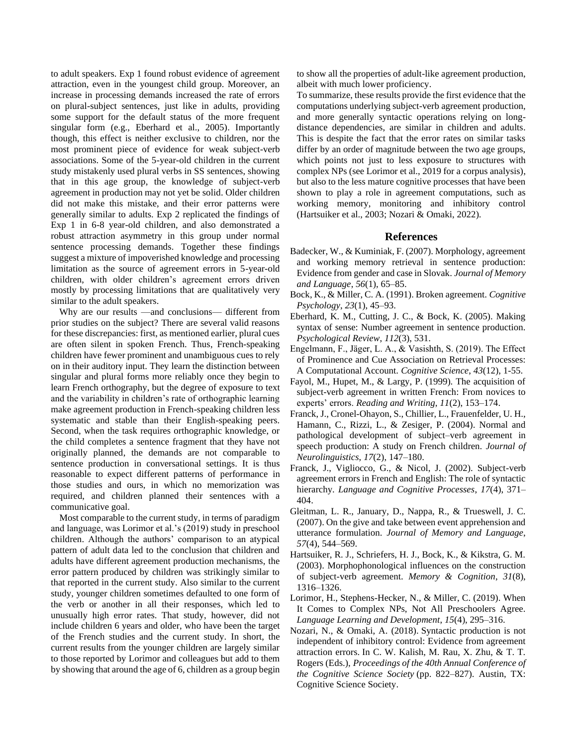to adult speakers. Exp 1 found robust evidence of agreement attraction, even in the youngest child group. Moreover, an increase in processing demands increased the rate of errors on plural-subject sentences, just like in adults, providing some support for the default status of the more frequent singular form (e.g., Eberhard et al., 2005). Importantly though, this effect is neither exclusive to children, nor the most prominent piece of evidence for weak subject-verb associations. Some of the 5-year-old children in the current study mistakenly used plural verbs in SS sentences, showing that in this age group, the knowledge of subject-verb agreement in production may not yet be solid. Older children did not make this mistake, and their error patterns were generally similar to adults. Exp 2 replicated the findings of Exp 1 in 6-8 year-old children, and also demonstrated a robust attraction asymmetry in this group under normal sentence processing demands. Together these findings suggest a mixture of impoverished knowledge and processing limitation as the source of agreement errors in 5-year-old children, with older children's agreement errors driven mostly by processing limitations that are qualitatively very similar to the adult speakers.

Why are our results —and conclusions— different from prior studies on the subject? There are several valid reasons for these discrepancies: first, as mentioned earlier, plural cues are often silent in spoken French. Thus, French-speaking children have fewer prominent and unambiguous cues to rely on in their auditory input. They learn the distinction between singular and plural forms more reliably once they begin to learn French orthography, but the degree of exposure to text and the variability in children's rate of orthographic learning make agreement production in French-speaking children less systematic and stable than their English-speaking peers. Second, when the task requires orthographic knowledge, or the child completes a sentence fragment that they have not originally planned, the demands are not comparable to sentence production in conversational settings. It is thus reasonable to expect different patterns of performance in those studies and ours, in which no memorization was required, and children planned their sentences with a communicative goal.

Most comparable to the current study, in terms of paradigm and language, was Lorimor et al.'s (2019) study in preschool children. Although the authors' comparison to an atypical pattern of adult data led to the conclusion that children and adults have different agreement production mechanisms, the error pattern produced by children was strikingly similar to that reported in the current study. Also similar to the current study, younger children sometimes defaulted to one form of the verb or another in all their responses, which led to unusually high error rates. That study, however, did not include children 6 years and older, who have been the target of the French studies and the current study. In short, the current results from the younger children are largely similar to those reported by Lorimor and colleagues but add to them by showing that around the age of 6, children as a group begin to show all the properties of adult-like agreement production, albeit with much lower proficiency.

To summarize, these results provide the first evidence that the computations underlying subject-verb agreement production, and more generally syntactic operations relying on long-distance dependencies, are similar in children and adults. This is despite the fact that the error rates on similar tasks differ by an order of magnitude between the two age groups, which points not just to less exposure to structures with complex NPs (see Lorimor et al., 2019 for a corpus analysis), but also to the less mature cognitive processes that have been shown to play a role in agreement computations, such as working memory, monitoring and inhibitory control (Hartsuiker et al., 2003; Nozari & Omaki, 2022).

## References

Badecker, W., & Kuminiak, F. (2007). Morphology, agreement and working memory retrieval in sentence production: Evidence from gender and case in Slovak. *Journal of Memory and Language*, *56*(1), 65–85.

Bock, K., & Miller, C. A. (1991). Broken agreement. *Cognitive Psychology*, *23*(1), 45–93.

Eberhard, K. M., Cutting, J. C., & Bock, K. (2005). Making syntax of sense: Number agreement in sentence production. *Psychological Review*, *112*(3), 531.

Engelmann, F., Jäger, L. A., & Vasishth, S. (2019). The Effect of Prominence and Cue Association on Retrieval Processes: A Computational Account. *Cognitive Science*, *43*(12), 1-55.

Fayol, M., Hupet, M., & Largy, P. (1999). The acquisition of subject-verb agreement in written French: From novices to experts' errors. *Reading and Writing*, *11*(2), 153–174.

Franck, J., Cronel-Ohayon, S., Chillier, L., Frauenfelder, U. H., Hamann, C., Rizzi, L., & Zesiger, P. (2004). Normal and pathological development of subject–verb agreement in speech production: A study on French children. *Journal of Neurolinguistics*, *17*(2), 147–180.

Franck, J., Vigliocco, G., & Nicol, J. (2002). Subject-verb agreement errors in French and English: The role of syntactic hierarchy. *Language and Cognitive Processes*, *17*(4), 371–404.

Gleitman, L. R., January, D., Nappa, R., & Trueswell, J. C. (2007). On the give and take between event apprehension and utterance formulation. *Journal of Memory and Language*, *57*(4), 544–569.

Hartsuiker, R. J., Schriefers, H. J., Bock, K., & Kikstra, G. M. (2003). Morphophonological influences on the construction of subject-verb agreement. *Memory & Cognition*, *31*(8), 1316–1326.

Lorimor, H., Stephens-Hecker, N., & Miller, C. (2019). When It Comes to Complex NPs, Not All Preschoolers Agree. *Language Learning and Development*, *15*(4), 295–316.

Nozari, N., & Omaki, A. (2018). Syntactic production is not independent of inhibitory control: Evidence from agreement attraction errors. In C. W. Kalish, M. Rau, X. Zhu, & T. T. Rogers (Eds.), *Proceedings of the 40th Annual Conference of the Cognitive Science Society* (pp. 822–827). Austin, TX: Cognitive Science Society.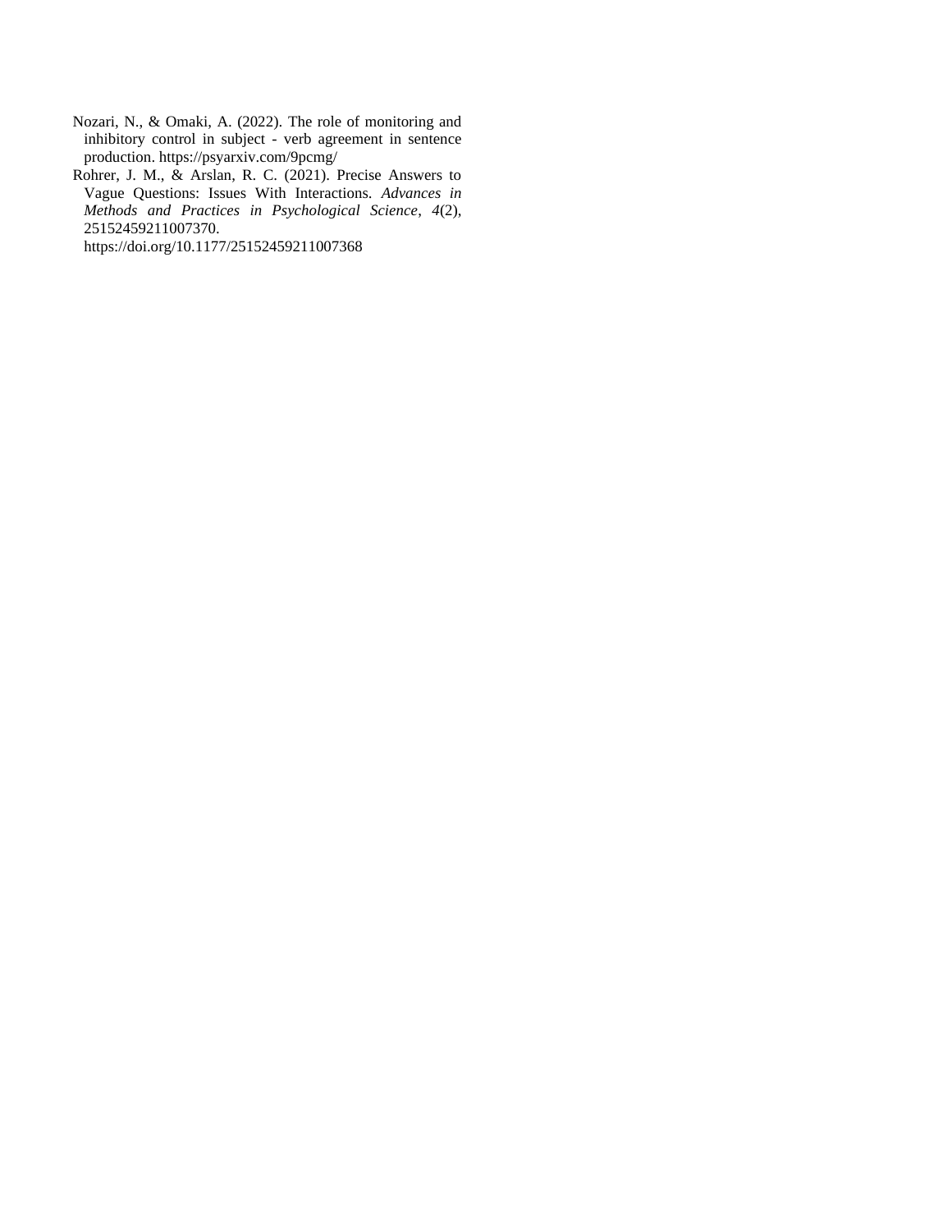Nozari, N., & Omaki, A. (2022). The role of monitoring and inhibitory control in subject - verb agreement in sentence production. https://psyarxiv.com/9pcmg/

Rohrer, J. M., & Arslan, R. C. (2021). Precise Answers to Vague Questions: Issues With Interactions. *Advances in Methods and Practices in Psychological Science*, *4*(2), 25152459211007370. https://doi.org/10.1177/25152459211007368